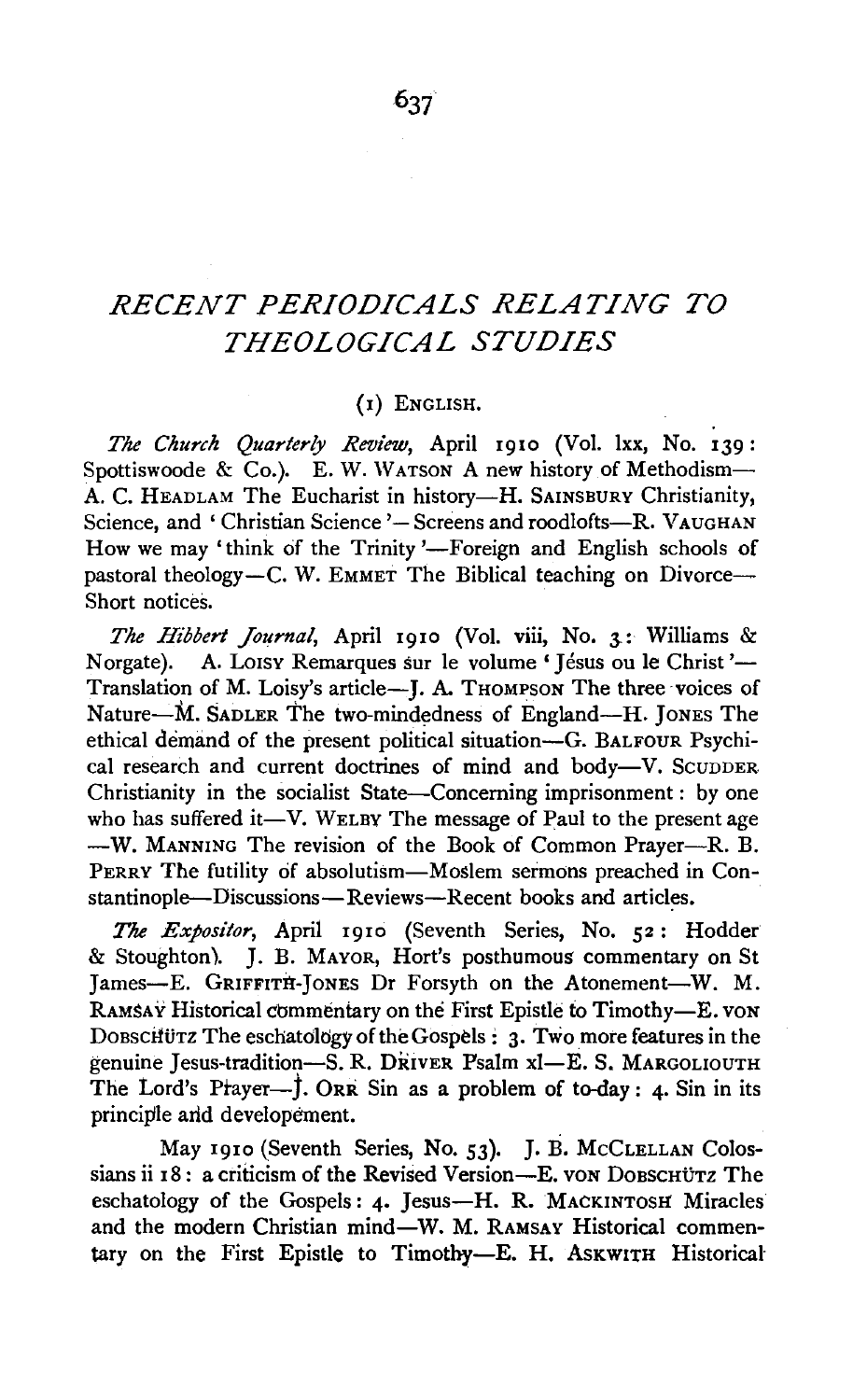# *RECENT PERIODICALS RELATING TO THEOLOGICAL STUDIES*

## (1) ENGLISH.

*The Church Quarterly Review*, April 1910 (Vol. lxx, No. 139: Spottiswoode & Co.). E. W. WATSON A new history of Methodism—A. C. HEADLAM The Eucharist in history—H. SAINSBURY Christianity, Science, and 'Christian Science'—Screens and roodlofts—R. VAUGHAN How we may 'think of the Trinity'—Foreign and English schools of pastoral theology—C. W. EMMET The Biblical teaching on Divorce—Short notices.

*The Hibbert Journal*, April 1910 (Vol. viii, No. 3: Williams & Norgate). A. LOISY Remarques sur le volume 'Jésus ou le Christ'—Translation of M. Loisy's article—J. A. THOMPSON The three voices of Nature—M. SADLER The two-mindedness of England—H. JONES The ethical demand of the present political situation—G. BALFOUR Psychical research and current doctrines of mind and body—V. SCUDDER Christianity in the socialist State—Concerning imprisonment: by one who has suffered it—V. WELBY The message of Paul to the present age—W. MANNING The revision of the Book of Common Prayer—R. B. PERRY The futility of absolutism—Moslem sermons preached in Constantinople—Discussions—Reviews—Recent books and articles.

*The Expositor*, April 1910 (Seventh Series, No. 52: Hodder & Stoughton). J. B. MAYOR, Hort's posthumous commentary on St James—E. GRIFFITH-JONES Dr Forsyth on the Atonement—W. M. RAMSAY Historical commentary on the First Epistle to Timothy—E. VON DOBSCHÜTZ The eschatology of the Gospels: 3. Two more features in the genuine Jesus-tradition—S. R. DRIVER Psalm xl—E. S. MARGOLIOUTH The Lord's Prayer—J. ORR Sin as a problem of to-day: 4. Sin in its principle and developement.

May 1910 (Seventh Series, No. 53). J. B. MCCLELLAN Colossians ii 18: a criticism of the Revised Version—E. VON DOBSCHÜTZ The eschatology of the Gospels: 4. Jesus—H. R. MACKINTOSH Miracles and the modern Christian mind—W. M. RAMSAY Historical commentary on the First Epistle to Timothy—E. H. ASKWITH Historical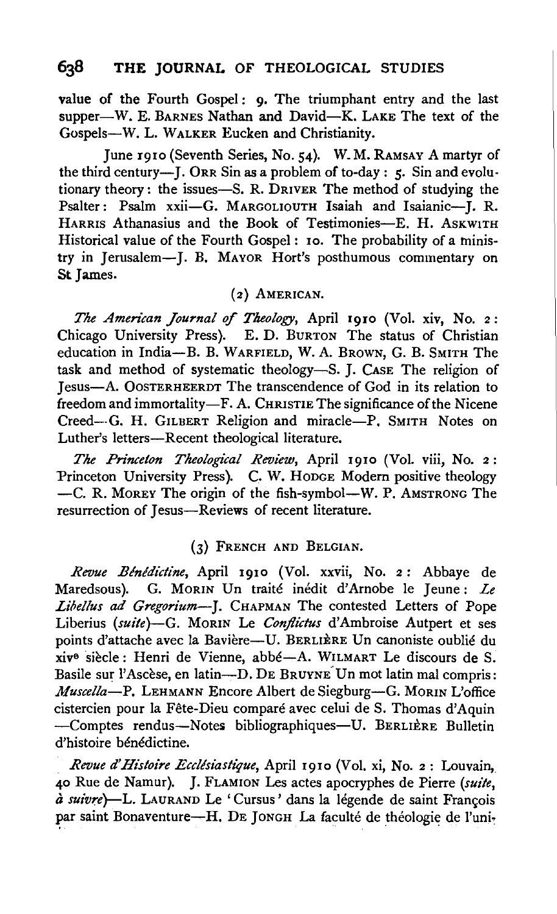value of the Fourth Gospel: 9. The triumphant entry and the last supper—W. E. BARNES Nathan and David—K. LAKE The text of the Gospels—W. L. WALKER Eucken and Christianity.

June 1910 (Seventh Series, No. 54). W. M. RAMSAY A martyr of the third century—J. ORR Sin as a problem of to-day: 5. Sin and evolutionary theory: the issues—S. R. DRIVER The method of studying the Psalter: Psalm xxii—G. MARGOLIOUTH Isaiah and Isaianic—J. R. HARRIS Athanasius and the Book of Testimonies—E. H. ASKWITH Historical value of the Fourth Gospel: 10. The probability of a ministry in Jerusalem—J. B. MAYOR Hort's posthumous commentary on St James.

### (2) AMERICAN.

*The American Journal of Theology*, April 1910 (Vol. xiv, No. 2: Chicago University Press). E. D. BURTON The status of Christian education in India—B. B. WARFIELD, W. A. BROWN, G. B. SMITH The task and method of systematic theology—S. J. CASE The religion of Jesus—A. OOSTERHEERDT The transcendence of God in its relation to freedom and immortality—F. A. CHRISTIE The significance of the Nicene Creed—G. H. GILBERT Religion and miracle—P. SMITH Notes on Luther's letters—Recent theological literature.

*The Princeton Theological Review*, April 1910 (Vol. viii, No. 2: Princeton University Press). C. W. HODGE Modern positive theology —C. R. MOREY The origin of the fish-symbol—W. P. AMSTRONG The resurrection of Jesus—Reviews of recent literature.

### (3) FRENCH AND BELGIAN.

*Revue Bénédictine*, April 1910 (Vol. xxvii, No. 2: Abbaye de Maredsous). G. MORIN Un traité inédit d'Arnobe le Jeune: *Le Libellus ad Gregorium*—J. CHAPMAN The contested Letters of Pope Liberius (*suite*)—G. MORIN Le *Conflictus* d'Ambroise Autpert et ses points d'attache avec la Bavière—U. BERLIÈRE Un canoniste oublié du xiv[e] siècle: Henri de Vienne, abbé—A. WILMART Le discours de S. Basile sur l'Ascèse, en latin—D. DE BRUYNE Un mot latin mal compris: *Muscella*—P. LEHMANN Encore Albert de Siegburg—G. MORIN L'office cistercien pour la Fête-Dieu comparé avec celui de S. Thomas d'Aquin —Comptes rendus—Notes bibliographiques—U. BERLIÈRE Bulletin d'histoire bénédictine.

*Revue d'Histoire Ecclésiastique*, April 1910 (Vol. xi, No. 2: Louvain, 40 Rue de Namur). J. FLAMION Les actes apocryphes de Pierre (*suite, à suivre*)—L. LAURAND Le 'Cursus' dans la légende de saint François par saint Bonaventure—H. DE JONGH La faculté de théologie de l'uni-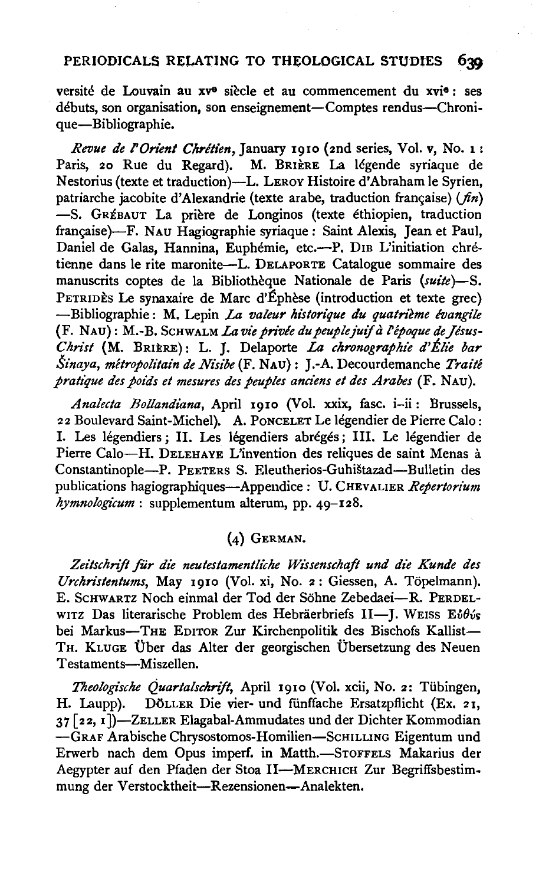versité de Louvain au xv^e siècle et au commencement du xvi^e : ses débuts, son organisation, son enseignement—Comptes rendus—Chronique—Bibliographie.

*Revue de l'Orient Chrétien*, January 1910 (2nd series, Vol. v, No. 1 : Paris, 20 Rue du Regard). M. BRIÈRE La légende syriaque de Nestorius (texte et traduction)—L. LEROY Histoire d'Abraham le Syrien, patriarche jacobite d'Alexandrie (texte arabe, traduction française) (*fin*) —S. GRÉBAUT La prière de Longinos (texte éthiopien, traduction française)—F. NAU Hagiographie syriaque : Saint Alexis, Jean et Paul, Daniel de Galas, Hannina, Euphémie, etc.—P. DIB L'initiation chrétienne dans le rite maronite—L. DELAPORTE Catalogue sommaire des manuscrits coptes de la Bibliothèque Nationale de Paris (*suite*)—S. PETRIDÈS Le synaxaire de Marc d'Éphèse (introduction et texte grec) —Bibliographie : M. Lepin *La valeur historique du quatrième évangile* (F. NAU) : M.-B. SCHWALM *La vie privée du peuple juif à l'époque de Jésus-Christ* (M. BRIÈRE) : L. J. Delaporte *La chronographie d'Élie bar Šinaya, métropolitain de Nisibe* (F. NAU) : J.-A. Decourdemanche *Traité pratique des poids et mesures des peuples anciens et des Arabes* (F. NAU).

*Analecta Bollandiana*, April 1910 (Vol. xxix, fasc. i–ii : Brussels, 22 Boulevard Saint-Michel). A. PONCELET Le légendier de Pierre Calo : I. Les légendiers ; II. Les légendiers abrégés ; III. Le légendier de Pierre Calo—H. DELEHAYE L'invention des reliques de saint Menas à Constantinople—P. PEETERS S. Eleutherios-Guhištazad—Bulletin des publications hagiographiques—Appendice : U. CHEVALIER *Repertorium hymnologicum* : supplementum alterum, pp. 49–128.

## (4) GERMAN.

*Zeitschrift für die neutestamentliche Wissenschaft und die Kunde des Urchristentums*, May 1910 (Vol. xi, No. 2 : Giessen, A. Töpelmann). E. SCHWARTZ Noch einmal der Tod der Söhne Zebedaei—R. PERDELWITZ Das literarische Problem des Hebräerbriefs II—J. WEISS Εὐθύς bei Markus—THE EDITOR Zur Kirchenpolitik des Bischofs Kallist—TH. KLUGE Über das Alter der georgischen Übersetzung des Neuen Testaments—Miszellen.

*Theologische Quartalschrift*, April 1910 (Vol. xcii, No. 2: Tübingen, H. Laupp). DÖLLER Die vier- und fünffache Ersatzpflicht (Ex. 21, 37 [22, 1])—ZELLER Elagabal-Ammudates und der Dichter Kommodian —GRAF Arabische Chrysostomos-Homilien—SCHILLING Eigentum und Erwerb nach dem Opus imperf. in Matth.—STOFFELS Makarius der Aegypter auf den Pfaden der Stoa II—MERCHICH Zur Begriffsbestimmung der Verstocktheit—Rezensionen—Analekten.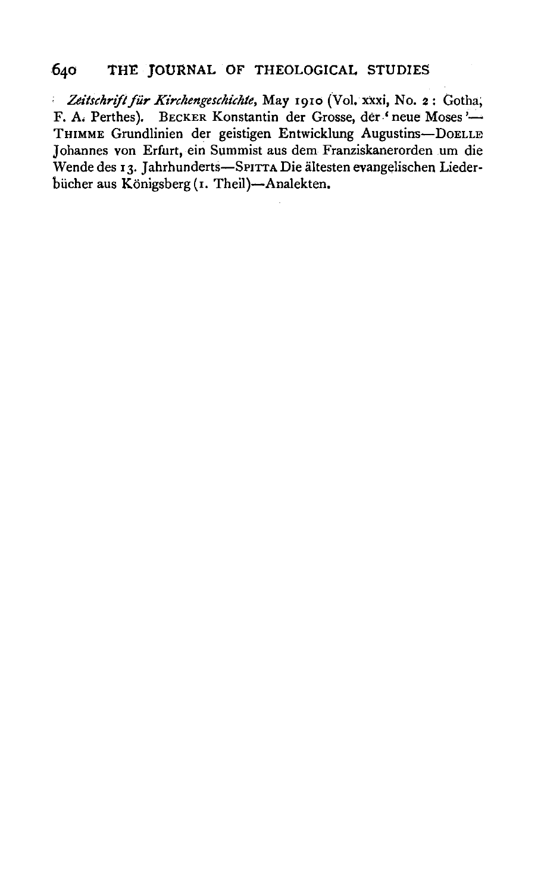*Zeitschrift für Kirchengeschichte*, May 1910 (Vol. xxxi, No. 2: Gotha, F. A. Perthes). BECKER Konstantin der Grosse, der 'neue Moses'—THIMME Grundlinien der geistigen Entwicklung Augustins—DOELLE Johannes von Erfurt, ein Summist aus dem Franziskanerorden um die Wende des 13. Jahrhunderts—SPITTA Die ältesten evangelischen Liederbücher aus Königsberg (1. Theil)—Analekten.